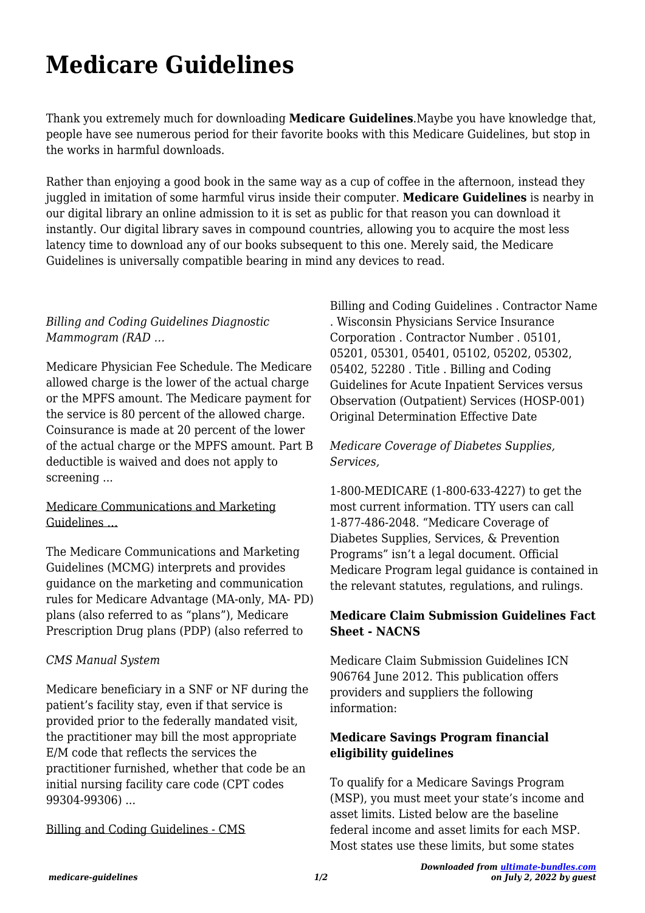# Medicare Guidelines

Thank you extremely much for downloading **Medicare Guidelines**.Maybe you have knowledge that, people have see numerous period for their favorite books with this Medicare Guidelines, but stop in the works in harmful downloads.

Rather than enjoying a good book in the same way as a cup of coffee in the afternoon, instead they juggled in imitation of some harmful virus inside their computer. **Medicare Guidelines** is nearby in our digital library an online admission to it is set as public for that reason you can download it instantly. Our digital library saves in compound countries, allowing you to acquire the most less latency time to download any of our books subsequent to this one. Merely said, the Medicare Guidelines is universally compatible bearing in mind any devices to read.

*Billing and Coding Guidelines Diagnostic Mammogram (RAD …*

Medicare Physician Fee Schedule. The Medicare allowed charge is the lower of the actual charge or the MPFS amount. The Medicare payment for the service is 80 percent of the allowed charge. Coinsurance is made at 20 percent of the lower of the actual charge or the MPFS amount. Part B deductible is waived and does not apply to screening ...

Medicare Communications and Marketing Guidelines …

The Medicare Communications and Marketing Guidelines (MCMG) interprets and provides guidance on the marketing and communication rules for Medicare Advantage (MA-only, MA- PD) plans (also referred to as "plans"), Medicare Prescription Drug plans (PDP) (also referred to

*CMS Manual System*

Medicare beneficiary in a SNF or NF during the patient's facility stay, even if that service is provided prior to the federally mandated visit, the practitioner may bill the most appropriate E/M code that reflects the services the practitioner furnished, whether that code be an initial nursing facility care code (CPT codes 99304-99306) ...

Billing and Coding Guidelines - CMS

Billing and Coding Guidelines . Contractor Name . Wisconsin Physicians Service Insurance Corporation . Contractor Number . 05101, 05201, 05301, 05401, 05102, 05202, 05302, 05402, 52280 . Title . Billing and Coding Guidelines for Acute Inpatient Services versus Observation (Outpatient) Services (HOSP-001) Original Determination Effective Date

*Medicare Coverage of Diabetes Supplies, Services,*

1-800-MEDICARE (1-800-633-4227) to get the most current information. TTY users can call 1-877-486-2048. "Medicare Coverage of Diabetes Supplies, Services, & Prevention Programs" isn't a legal document. Official Medicare Program legal guidance is contained in the relevant statutes, regulations, and rulings.

**Medicare Claim Submission Guidelines Fact Sheet - NACNS**

Medicare Claim Submission Guidelines ICN 906764 June 2012. This publication offers providers and suppliers the following information:

**Medicare Savings Program financial eligibility guidelines**

To qualify for a Medicare Savings Program (MSP), you must meet your state's income and asset limits. Listed below are the baseline federal income and asset limits for each MSP. Most states use these limits, but some states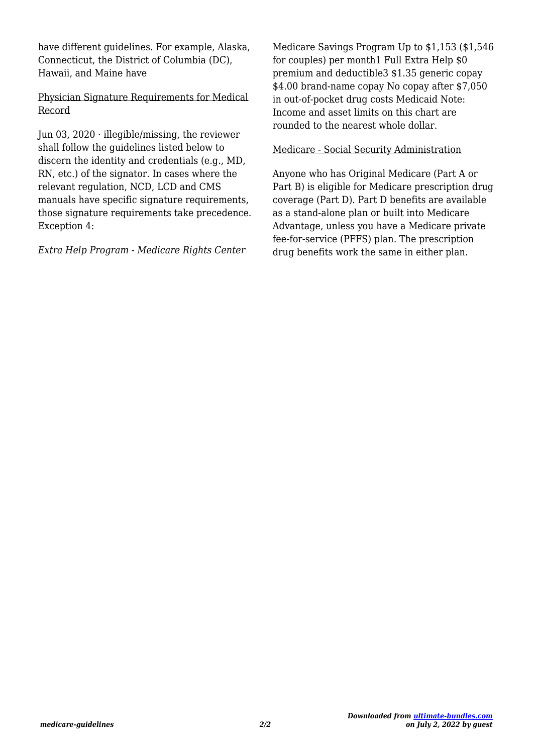have different guidelines. For example, Alaska, Connecticut, the District of Columbia (DC), Hawaii, and Maine have

Physician Signature Requirements for Medical Record

Jun 03, 2020 · illegible/missing, the reviewer shall follow the guidelines listed below to discern the identity and credentials (e.g., MD, RN, etc.) of the signator. In cases where the relevant regulation, NCD, LCD and CMS manuals have specific signature requirements, those signature requirements take precedence. Exception 4:

*Extra Help Program - Medicare Rights Center*

Medicare Savings Program Up to $1,153 ($1,546 for couples) per month1 Full Extra Help $0 premium and deductible3 $1.35 generic copay $4.00 brand-name copay No copay after $7,050 in out-of-pocket drug costs Medicaid Note: Income and asset limits on this chart are rounded to the nearest whole dollar.

Medicare - Social Security Administration

Anyone who has Original Medicare (Part A or Part B) is eligible for Medicare prescription drug coverage (Part D). Part D benefits are available as a stand-alone plan or built into Medicare Advantage, unless you have a Medicare private fee-for-service (PFFS) plan. The prescription drug benefits work the same in either plan.